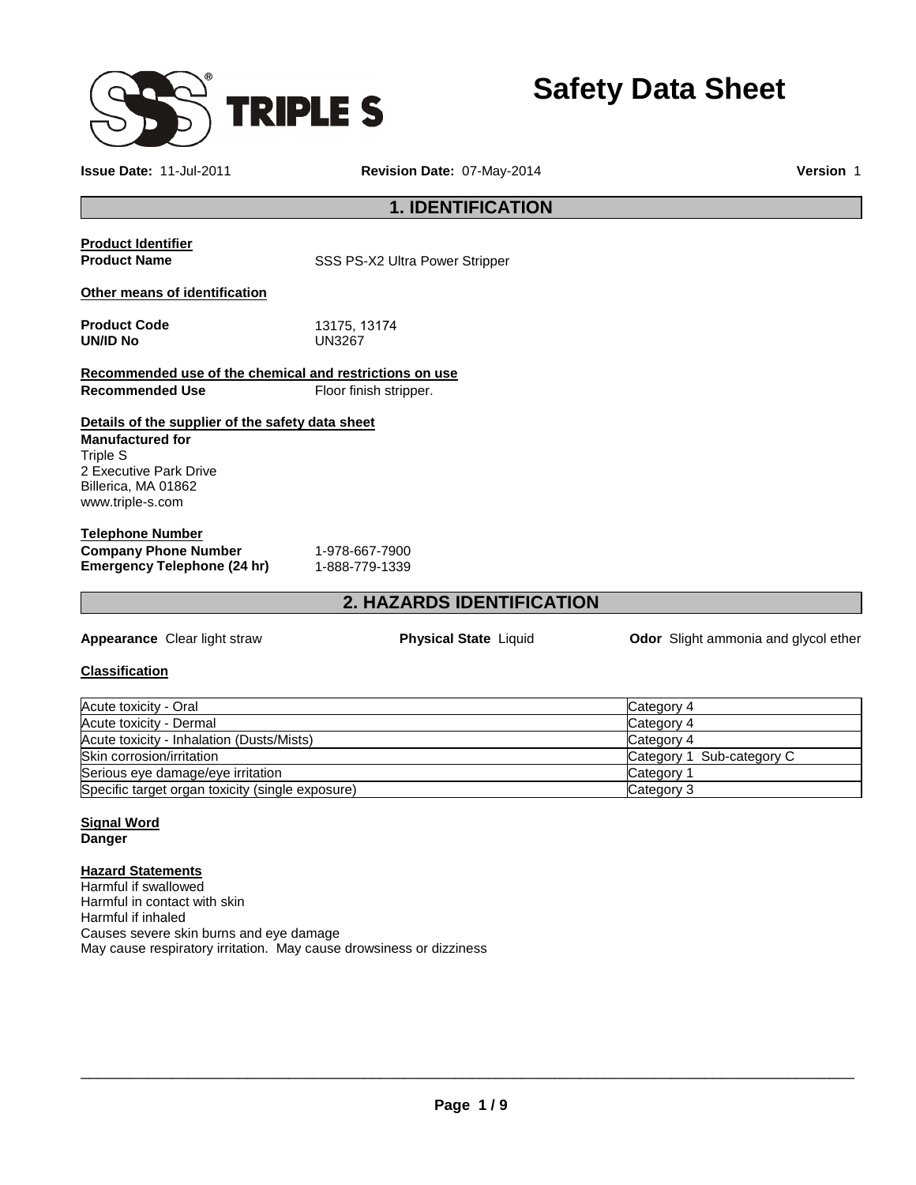TRIPLE S

# Safety Data Sheet

**Issue Date:** 11-Jul-2011 **Revision Date:** 07-May-2014 **Version** 1

## 1. IDENTIFICATION

**Product Identifier**

**Product Name** SSS PS-X2 Ultra Power Stripper

**Other means of identification**

**Product Code** 13175, 13174
**UN/ID No** UN3267

**Recommended use of the chemical and restrictions on use**

**Recommended Use** Floor finish stripper.

**Details of the supplier of the safety data sheet**

**Manufactured for**
Triple S
2 Executive Park Drive
Billerica, MA 01862
www.triple-s.com

**Telephone Number**

**Company Phone Number** 1-978-667-7900
**Emergency Telephone (24 hr)** 1-888-779-1339

## 2. HAZARDS IDENTIFICATION

**Appearance** Clear light straw **Physical State** Liquid **Odor** Slight ammonia and glycol ether

**Classification**

| | |
|---|---|
| Acute toxicity - Oral | Category 4 |
| Acute toxicity - Dermal | Category 4 |
| Acute toxicity - Inhalation (Dusts/Mists) | Category 4 |
| Skin corrosion/irritation | Category 1 Sub-category C |
| Serious eye damage/eye irritation | Category 1 |
| Specific target organ toxicity (single exposure) | Category 3 |

**Signal Word**
**Danger**

**Hazard Statements**
Harmful if swallowed
Harmful in contact with skin
Harmful if inhaled
Causes severe skin burns and eye damage
May cause respiratory irritation. May cause drowsiness or dizziness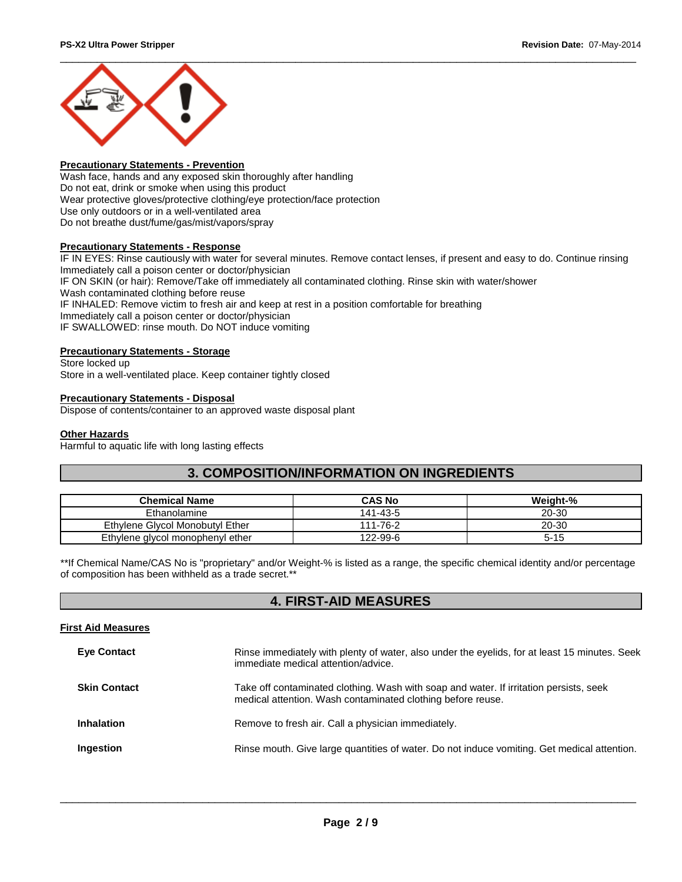### Precautionary Statements - Prevention

Wash face, hands and any exposed skin thoroughly after handling
Do not eat, drink or smoke when using this product
Wear protective gloves/protective clothing/eye protection/face protection
Use only outdoors or in a well-ventilated area
Do not breathe dust/fume/gas/mist/vapors/spray

### Precautionary Statements - Response

IF IN EYES: Rinse cautiously with water for several minutes. Remove contact lenses, if present and easy to do. Continue rinsing
Immediately call a poison center or doctor/physician
IF ON SKIN (or hair): Remove/Take off immediately all contaminated clothing. Rinse skin with water/shower
Wash contaminated clothing before reuse
IF INHALED: Remove victim to fresh air and keep at rest in a position comfortable for breathing
Immediately call a poison center or doctor/physician
IF SWALLOWED: rinse mouth. Do NOT induce vomiting

### Precautionary Statements - Storage

Store locked up
Store in a well-ventilated place. Keep container tightly closed

### Precautionary Statements - Disposal

Dispose of contents/container to an approved waste disposal plant

### Other Hazards

Harmful to aquatic life with long lasting effects

## 3. COMPOSITION/INFORMATION ON INGREDIENTS

| Chemical Name | CAS No | Weight-% |
| --- | --- | --- |
| Ethanolamine | 141-43-5 | 20-30 |
| Ethylene Glycol Monobutyl Ether | 111-76-2 | 20-30 |
| Ethylene glycol monophenyl ether | 122-99-6 | 5-15 |

**If Chemical Name/CAS No is "proprietary" and/or Weight-% is listed as a range, the specific chemical identity and/or percentage of composition has been withheld as a trade secret.**

## 4. FIRST-AID MEASURES

### First Aid Measures

**Eye Contact** — Rinse immediately with plenty of water, also under the eyelids, for at least 15 minutes. Seek immediate medical attention/advice.

**Skin Contact** — Take off contaminated clothing. Wash with soap and water. If irritation persists, seek medical attention. Wash contaminated clothing before reuse.

**Inhalation** — Remove to fresh air. Call a physician immediately.

**Ingestion** — Rinse mouth. Give large quantities of water. Do not induce vomiting. Get medical attention.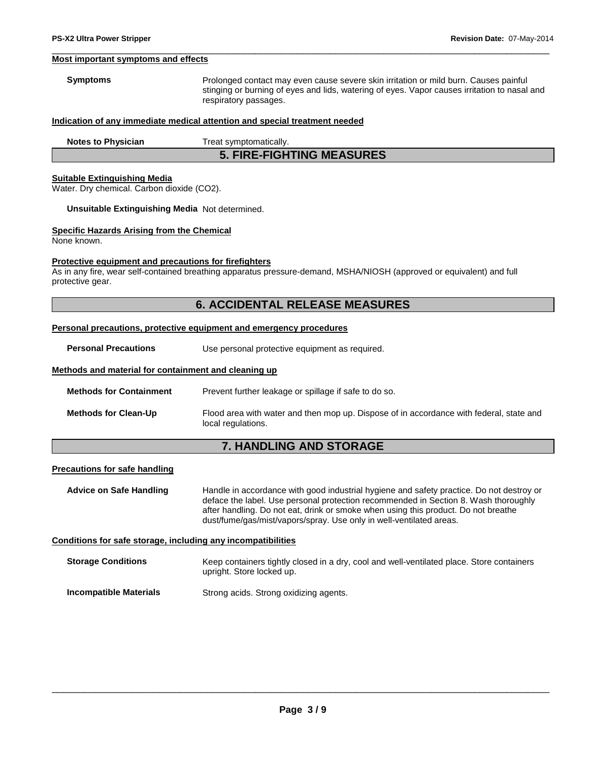### Most important symptoms and effects

**Symptoms** Prolonged contact may even cause severe skin irritation or mild burn. Causes painful stinging or burning of eyes and lids, watering of eyes. Vapor causes irritation to nasal and respiratory passages.

### Indication of any immediate medical attention and special treatment needed

**Notes to Physician** Treat symptomatically.

## 5. FIRE-FIGHTING MEASURES

### Suitable Extinguishing Media

Water. Dry chemical. Carbon dioxide ($CO_2$).

**Unsuitable Extinguishing Media** Not determined.

### Specific Hazards Arising from the Chemical

None known.

### Protective equipment and precautions for firefighters

As in any fire, wear self-contained breathing apparatus pressure-demand, MSHA/NIOSH (approved or equivalent) and full protective gear.

## 6. ACCIDENTAL RELEASE MEASURES

### Personal precautions, protective equipment and emergency procedures

**Personal Precautions** Use personal protective equipment as required.

### Methods and material for containment and cleaning up

**Methods for Containment** Prevent further leakage or spillage if safe to do so.

**Methods for Clean-Up** Flood area with water and then mop up. Dispose of in accordance with federal, state and local regulations.

## 7. HANDLING AND STORAGE

### Precautions for safe handling

**Advice on Safe Handling** Handle in accordance with good industrial hygiene and safety practice. Do not destroy or deface the label. Use personal protection recommended in Section 8. Wash thoroughly after handling. Do not eat, drink or smoke when using this product. Do not breathe dust/fume/gas/mist/vapors/spray. Use only in well-ventilated areas.

### Conditions for safe storage, including any incompatibilities

**Storage Conditions** Keep containers tightly closed in a dry, cool and well-ventilated place. Store containers upright. Store locked up.

**Incompatible Materials** Strong acids. Strong oxidizing agents.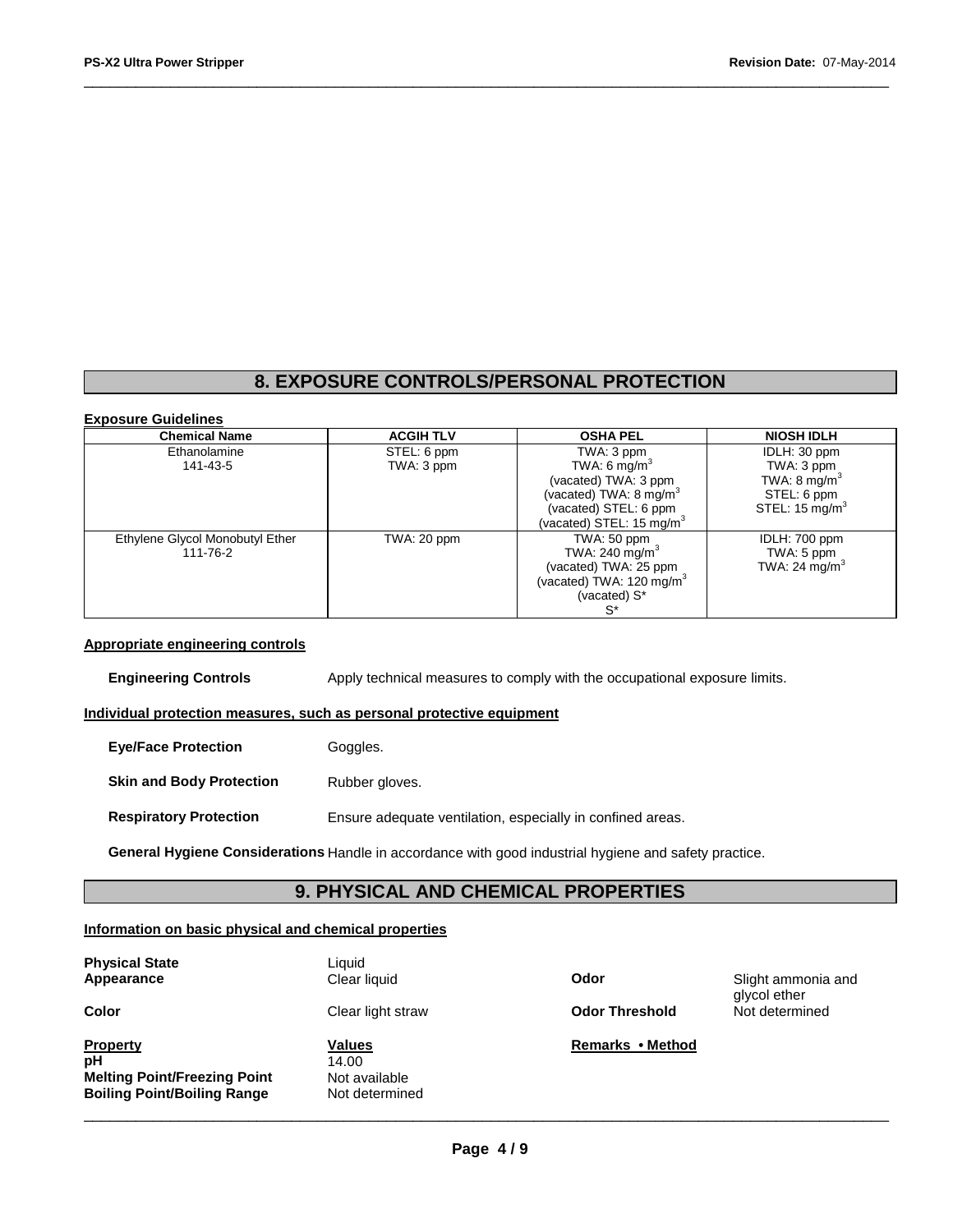## 8. EXPOSURE CONTROLS/PERSONAL PROTECTION

**Exposure Guidelines**

| Chemical Name | ACGIH TLV | OSHA PEL | NIOSH IDLH |
|---|---|---|---|
| Ethanolamine<br>141-43-5 | STEL: 6 ppm<br>TWA: 3 ppm | TWA: 3 ppm<br>TWA: 6 mg/m$^3$<br>(vacated) TWA: 3 ppm<br>(vacated) TWA: 8 mg/m$^3$<br>(vacated) STEL: 6 ppm<br>(vacated) STEL: 15 mg/m$^3$ | IDLH: 30 ppm<br>TWA: 3 ppm<br>TWA: 8 mg/m$^3$<br>STEL: 6 ppm<br>STEL: 15 mg/m$^3$ |
| Ethylene Glycol Monobutyl Ether<br>111-76-2 | TWA: 20 ppm | TWA: 50 ppm<br>TWA: 240 mg/m$^3$<br>(vacated) TWA: 25 ppm<br>(vacated) TWA: 120 mg/m$^3$<br>(vacated) S*<br>S* | IDLH: 700 ppm<br>TWA: 5 ppm<br>TWA: 24 mg/m$^3$ |

**Appropriate engineering controls**

**Engineering Controls** Apply technical measures to comply with the occupational exposure limits.

**Individual protection measures, such as personal protective equipment**

**Eye/Face Protection** Goggles.

**Skin and Body Protection** Rubber gloves.

**Respiratory Protection** Ensure adequate ventilation, especially in confined areas.

**General Hygiene Considerations** Handle in accordance with good industrial hygiene and safety practice.

## 9. PHYSICAL AND CHEMICAL PROPERTIES

**Information on basic physical and chemical properties**

**Physical State** Liquid

**Appearance** Clear liquid

**Odor** Slight ammonia and glycol ether

**Color** Clear light straw

**Odor Threshold** Not determined

| Property | Values | Remarks • Method |
|---|---|---|
| **pH** | 14.00 | |
| **Melting Point/Freezing Point** | Not available | |
| **Boiling Point/Boiling Range** | Not determined | |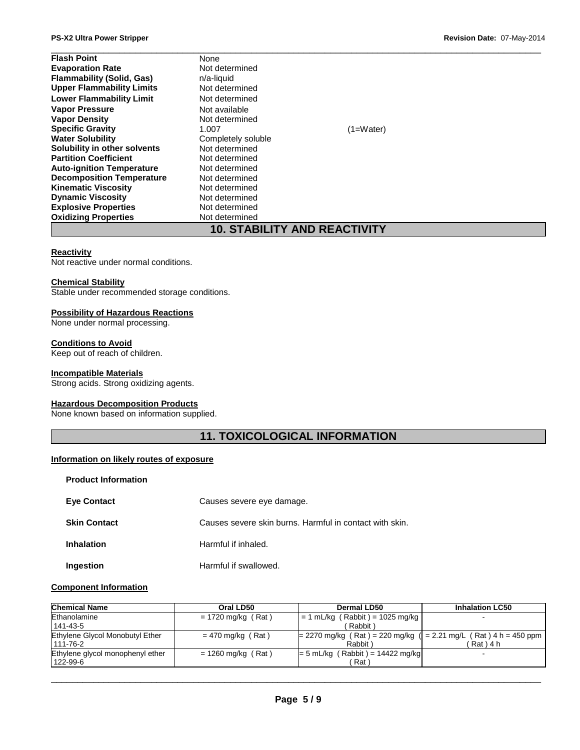| | | |
|---|---|---|
| **Flash Point** | None | |
| **Evaporation Rate** | Not determined | |
| **Flammability (Solid, Gas)** | n/a-liquid | |
| **Upper Flammability Limits** | Not determined | |
| **Lower Flammability Limit** | Not determined | |
| **Vapor Pressure** | Not available | |
| **Vapor Density** | Not determined | |
| **Specific Gravity** | 1.007 | (1=Water) |
| **Water Solubility** | Completely soluble | |
| **Solubility in other solvents** | Not determined | |
| **Partition Coefficient** | Not determined | |
| **Auto-ignition Temperature** | Not determined | |
| **Decomposition Temperature** | Not determined | |
| **Kinematic Viscosity** | Not determined | |
| **Dynamic Viscosity** | Not determined | |
| **Explosive Properties** | Not determined | |
| **Oxidizing Properties** | Not determined | |

## 10. STABILITY AND REACTIVITY

**Reactivity**
Not reactive under normal conditions.

**Chemical Stability**
Stable under recommended storage conditions.

**Possibility of Hazardous Reactions**
None under normal processing.

**Conditions to Avoid**
Keep out of reach of children.

**Incompatible Materials**
Strong acids. Strong oxidizing agents.

**Hazardous Decomposition Products**
None known based on information supplied.

## 11. TOXICOLOGICAL INFORMATION

**Information on likely routes of exposure**

**Product Information**

| | |
|---|---|
| **Eye Contact** | Causes severe eye damage. |
| **Skin Contact** | Causes severe skin burns. Harmful in contact with skin. |
| **Inhalation** | Harmful if inhaled. |
| **Ingestion** | Harmful if swallowed. |

**Component Information**

| Chemical Name | Oral LD50 | Dermal LD50 | Inhalation LC50 |
|---|---|---|---|
| Ethanolamine<br>141-43-5 | = 1720 mg/kg ( Rat ) | = 1 mL/kg ( Rabbit ) = 1025 mg/kg ( Rabbit ) | - |
| Ethylene Glycol Monobutyl Ether<br>111-76-2 | = 470 mg/kg ( Rat ) | = 2270 mg/kg ( Rat ) = 220 mg/kg ( Rabbit ) | = 2.21 mg/L ( Rat ) 4 h = 450 ppm ( Rat ) 4 h |
| Ethylene glycol monophenyl ether<br>122-99-6 | = 1260 mg/kg ( Rat ) | = 5 mL/kg ( Rabbit ) = 14422 mg/kg ( Rat ) | - |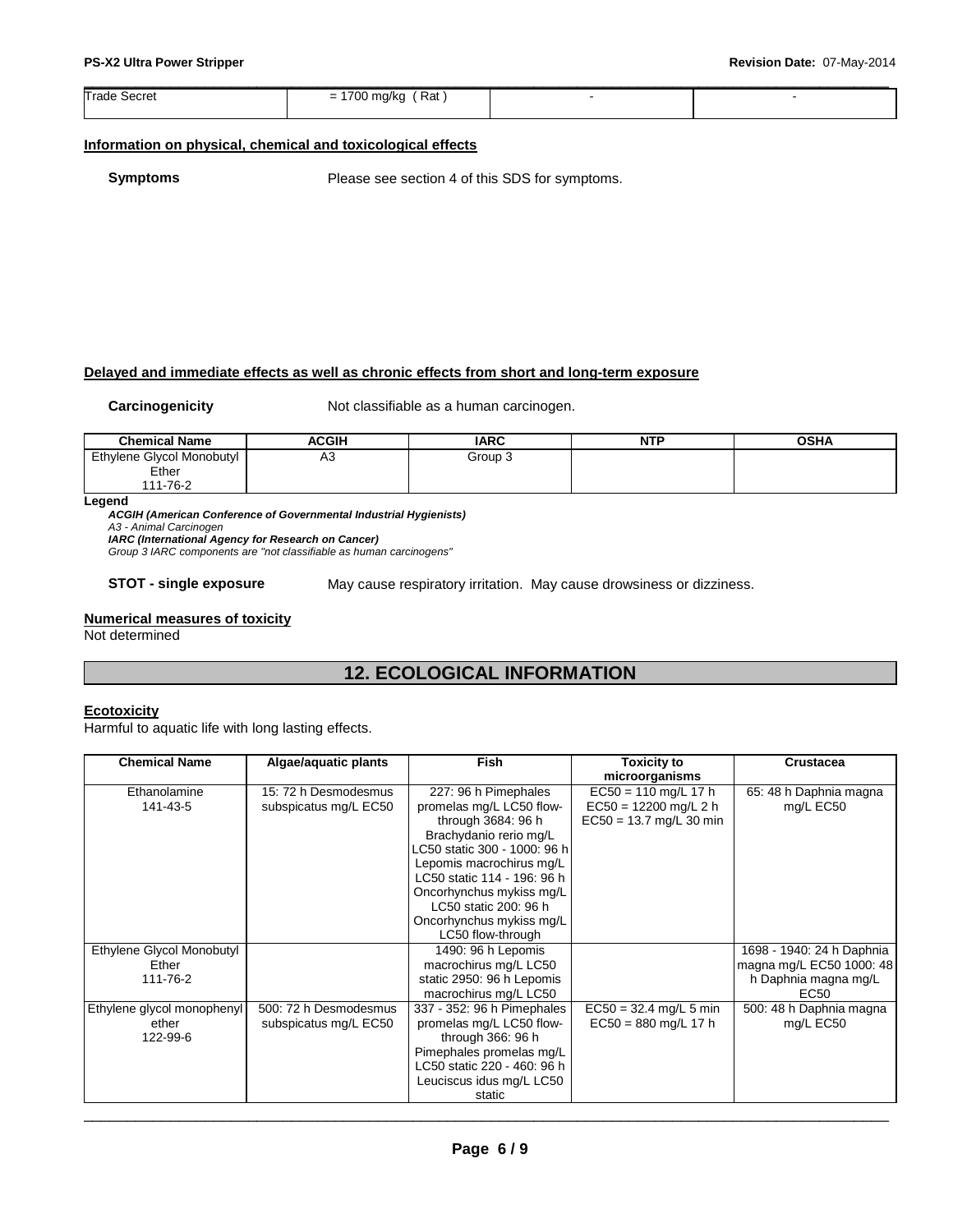| Trade Secret | = 1700 mg/kg ( Rat ) | - | - |
|---|---|---|---|

### Information on physical, chemical and toxicological effects

**Symptoms** Please see section 4 of this SDS for symptoms.

### Delayed and immediate effects as well as chronic effects from short and long-term exposure

**Carcinogenicity** Not classifiable as a human carcinogen.

| Chemical Name | ACGIH | IARC | NTP | OSHA |
|---|---|---|---|---|
| Ethylene Glycol Monobutyl Ether 111-76-2 | A3 | Group 3 | | |

**Legend**

***ACGIH (American Conference of Governmental Industrial Hygienists)***
*A3 - Animal Carcinogen*
***IARC (International Agency for Research on Cancer)***
*Group 3 IARC components are "not classifiable as human carcinogens"*

**STOT - single exposure** May cause respiratory irritation. May cause drowsiness or dizziness.

### Numerical measures of toxicity

Not determined

## 12. ECOLOGICAL INFORMATION

### Ecotoxicity

Harmful to aquatic life with long lasting effects.

| Chemical Name | Algae/aquatic plants | Fish | Toxicity to microorganisms | Crustacea |
|---|---|---|---|---|
| Ethanolamine 141-43-5 | 15: 72 h Desmodesmus subspicatus mg/L EC50 | 227: 96 h Pimephales promelas mg/L LC50 flow-through 3684: 96 h Brachydanio rerio mg/L LC50 static 300 - 1000: 96 h Lepomis macrochirus mg/L LC50 static 114 - 196: 96 h Oncorhynchus mykiss mg/L LC50 static 200: 96 h Oncorhynchus mykiss mg/L LC50 flow-through | EC50 = 110 mg/L 17 h EC50 = 12200 mg/L 2 h EC50 = 13.7 mg/L 30 min | 65: 48 h Daphnia magna mg/L EC50 |
| Ethylene Glycol Monobutyl Ether 111-76-2 | | 1490: 96 h Lepomis macrochirus mg/L LC50 static 2950: 96 h Lepomis macrochirus mg/L LC50 | | 1698 - 1940: 24 h Daphnia magna mg/L EC50 1000: 48 h Daphnia magna mg/L EC50 |
| Ethylene glycol monophenyl ether 122-99-6 | 500: 72 h Desmodesmus subspicatus mg/L EC50 | 337 - 352: 96 h Pimephales promelas mg/L LC50 flow-through 366: 96 h Pimephales promelas mg/L LC50 static 220 - 460: 96 h Leuciscus idus mg/L LC50 static | EC50 = 32.4 mg/L 5 min EC50 = 880 mg/L 17 h | 500: 48 h Daphnia magna mg/L EC50 |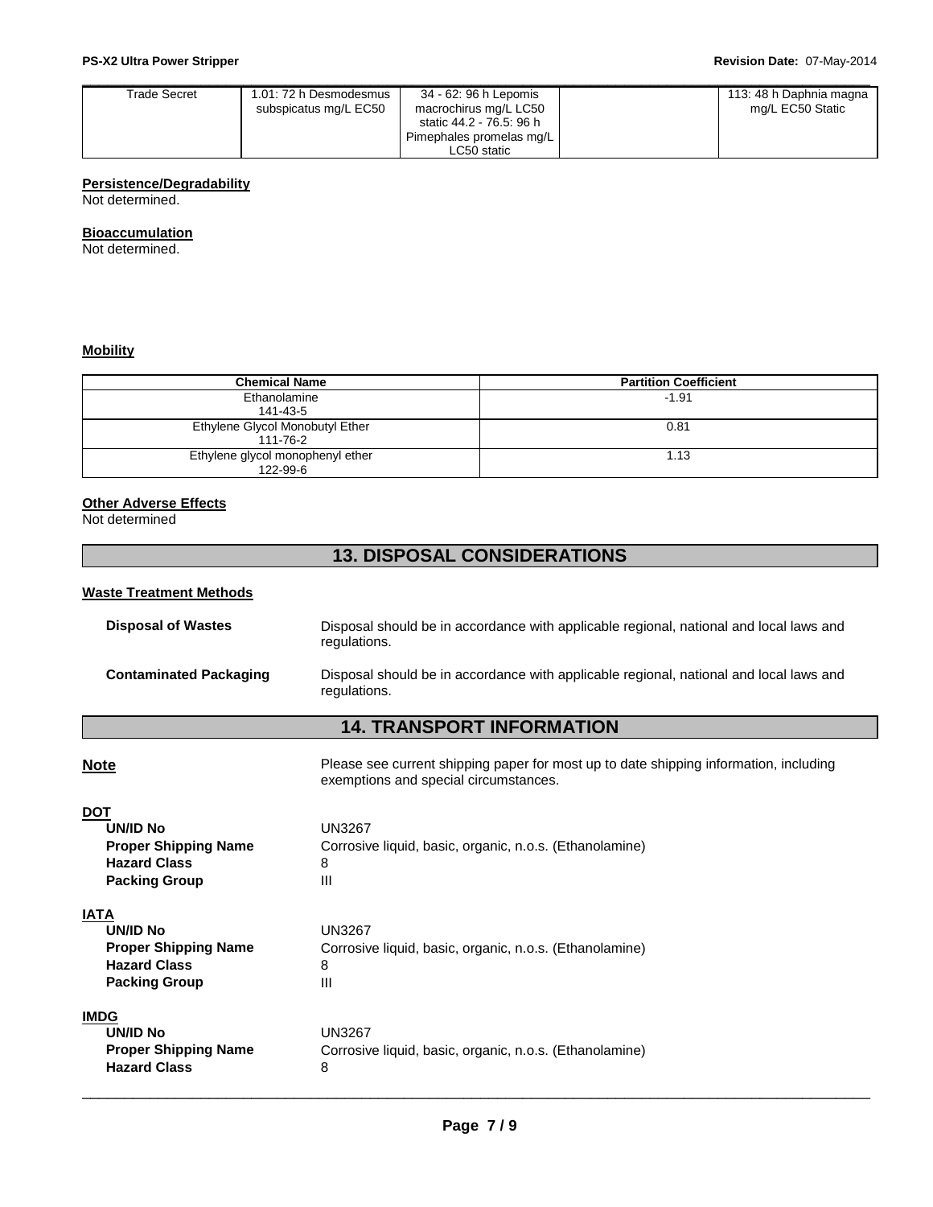| Trade Secret | 1.01: 72 h Desmodesmus subspicatus mg/L EC50 | 34 - 62: 96 h Lepomis macrochirus mg/L LC50 static 44.2 - 76.5: 96 h Pimephales promelas mg/L LC50 static | | 113: 48 h Daphnia magna mg/L EC50 Static |
|---|---|---|---|---|

**Persistence/Degradability**

Not determined.

**Bioaccumulation**

Not determined.

**Mobility**

| Chemical Name | Partition Coefficient |
|---|---|
| Ethanolamine 141-43-5 | -1.91 |
| Ethylene Glycol Monobutyl Ether 111-76-2 | 0.81 |
| Ethylene glycol monophenyl ether 122-99-6 | 1.13 |

**Other Adverse Effects**

Not determined

## 13. DISPOSAL CONSIDERATIONS

**Waste Treatment Methods**

**Disposal of Wastes** Disposal should be in accordance with applicable regional, national and local laws and regulations.

**Contaminated Packaging** Disposal should be in accordance with applicable regional, national and local laws and regulations.

## 14. TRANSPORT INFORMATION

**Note** Please see current shipping paper for most up to date shipping information, including exemptions and special circumstances.

**DOT**

- **UN/ID No** UN3267
- **Proper Shipping Name** Corrosive liquid, basic, organic, n.o.s. (Ethanolamine)
- **Hazard Class** 8
- **Packing Group** III

**IATA**

- **UN/ID No** UN3267
- **Proper Shipping Name** Corrosive liquid, basic, organic, n.o.s. (Ethanolamine)
- **Hazard Class** 8
- **Packing Group** III

**IMDG**

- **UN/ID No** UN3267
- **Proper Shipping Name** Corrosive liquid, basic, organic, n.o.s. (Ethanolamine)
- **Hazard Class** 8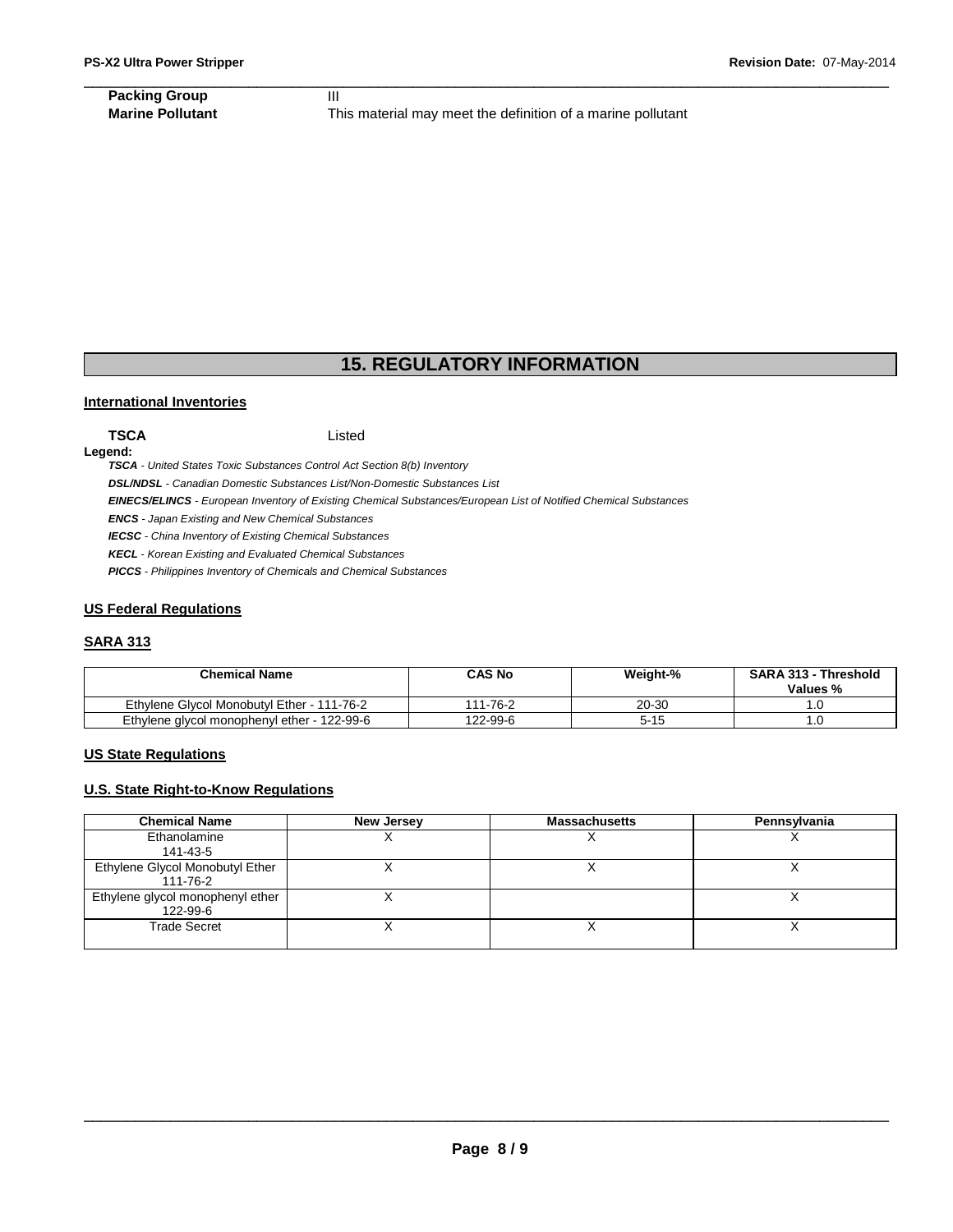| | |
|---|---|
| **Packing Group** | III |
| **Marine Pollutant** | This material may meet the definition of a marine pollutant |

# 15. REGULATORY INFORMATION

## International Inventories

**TSCA** Listed

**Legend:**

***TSCA*** *- United States Toxic Substances Control Act Section 8(b) Inventory*

***DSL/NDSL*** *- Canadian Domestic Substances List/Non-Domestic Substances List*

***EINECS/ELINCS*** *- European Inventory of Existing Chemical Substances/European List of Notified Chemical Substances*

***ENCS*** *- Japan Existing and New Chemical Substances*

***IECSC*** *- China Inventory of Existing Chemical Substances*

***KECL*** *- Korean Existing and Evaluated Chemical Substances*

***PICCS*** *- Philippines Inventory of Chemicals and Chemical Substances*

## US Federal Regulations

### SARA 313

| Chemical Name | CAS No | Weight-% | SARA 313 - Threshold Values % |
|---|---|---|---|
| Ethylene Glycol Monobutyl Ether - 111-76-2 | 111-76-2 | 20-30 | 1.0 |
| Ethylene glycol monophenyl ether - 122-99-6 | 122-99-6 | 5-15 | 1.0 |

## US State Regulations

### U.S. State Right-to-Know Regulations

| Chemical Name | New Jersey | Massachusetts | Pennsylvania |
|---|---|---|---|
| Ethanolamine 141-43-5 | X | X | X |
| Ethylene Glycol Monobutyl Ether 111-76-2 | X | X | X |
| Ethylene glycol monophenyl ether 122-99-6 | X | | X |
| Trade Secret | X | X | X |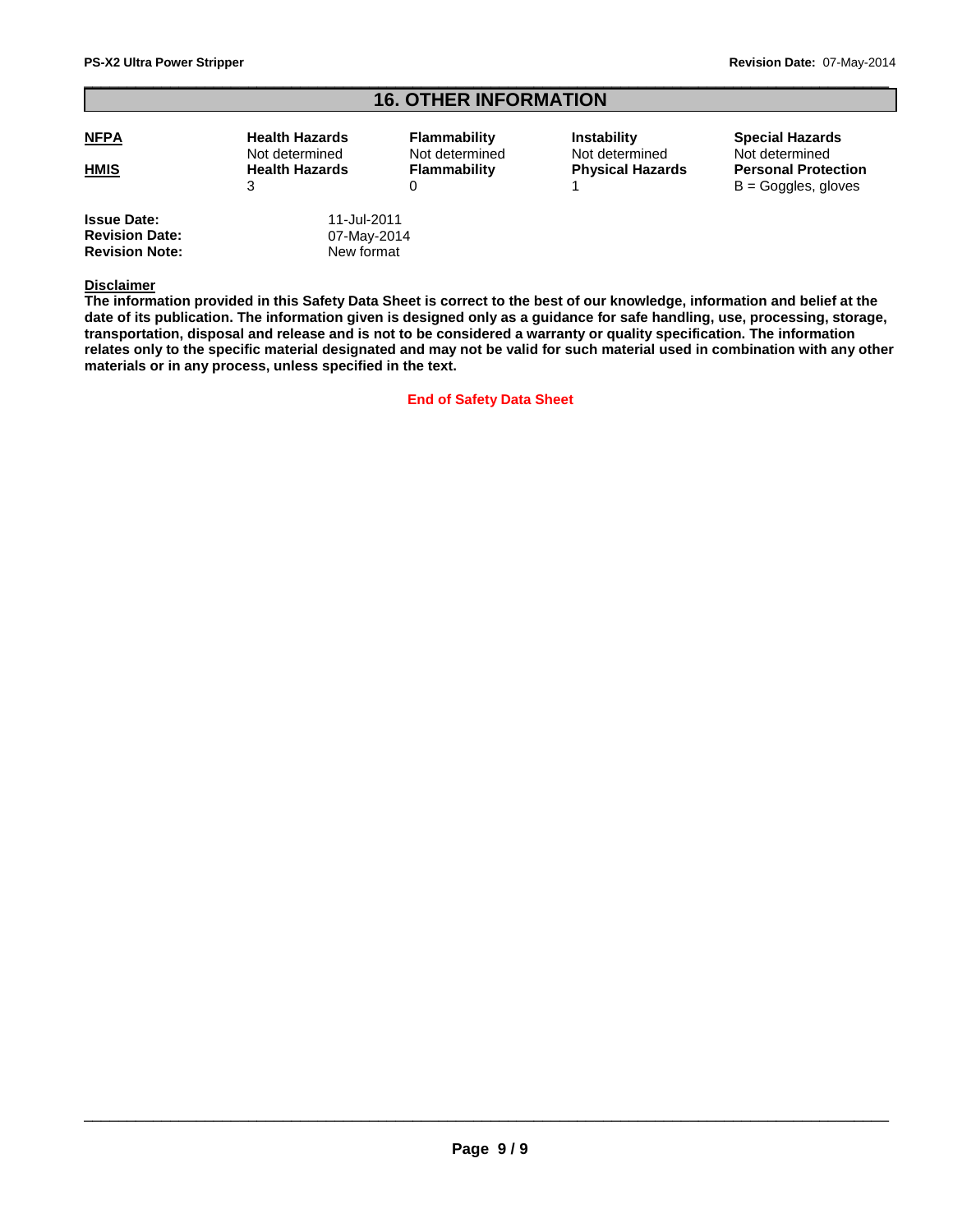## 16. OTHER INFORMATION

| | | | | |
|---|---|---|---|---|
| **NFPA** | **Health Hazards**<br>Not determined | **Flammability**<br>Not determined | **Instability**<br>Not determined | **Special Hazards**<br>Not determined |
| **HMIS** | **Health Hazards**<br>3 | **Flammability**<br>0 | **Physical Hazards**<br>1 | **Personal Protection**<br>B = Goggles, gloves |

**Issue Date:** 11-Jul-2011
**Revision Date:** 07-May-2014
**Revision Note:** New format

**Disclaimer**

**The information provided in this Safety Data Sheet is correct to the best of our knowledge, information and belief at the date of its publication. The information given is designed only as a guidance for safe handling, use, processing, storage, transportation, disposal and release and is not to be considered a warranty or quality specification. The information relates only to the specific material designated and may not be valid for such material used in combination with any other materials or in any process, unless specified in the text.**

**End of Safety Data Sheet**